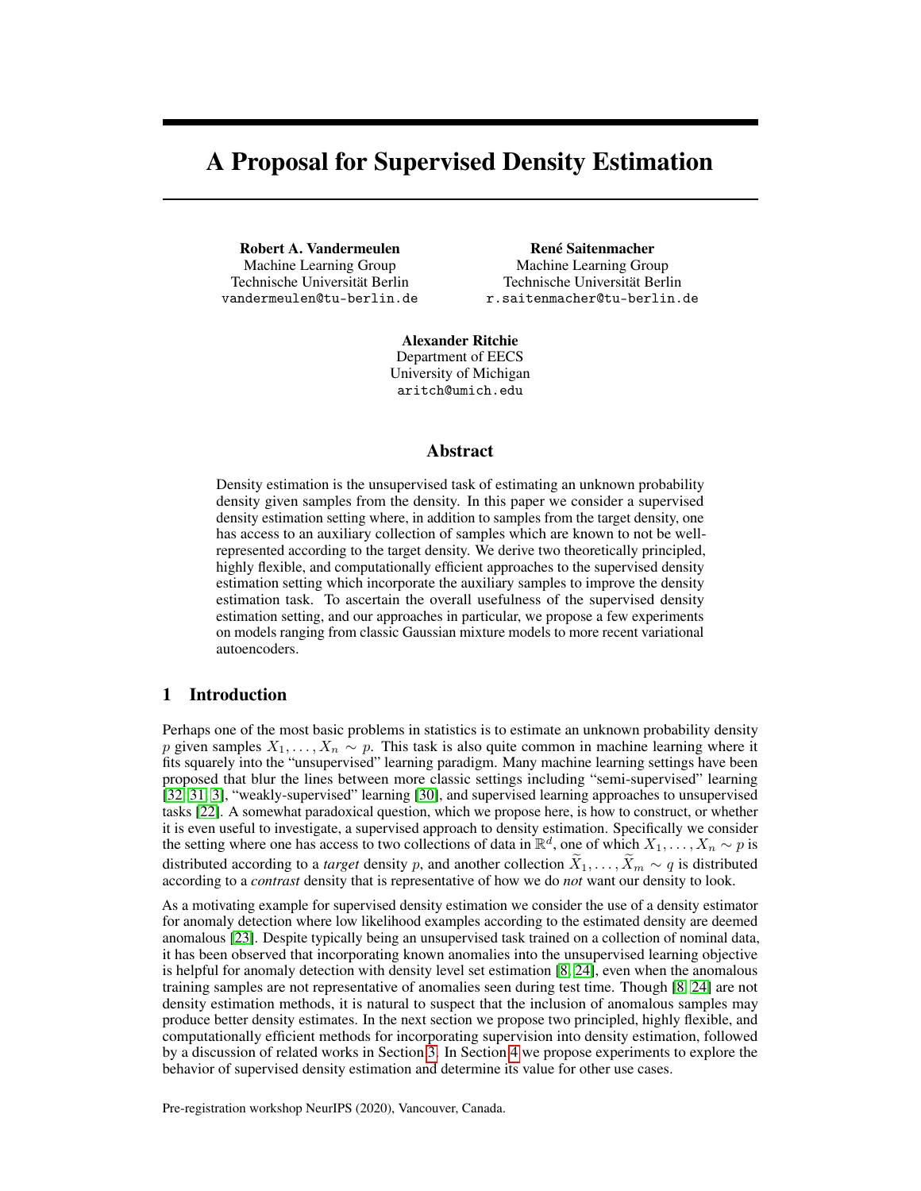# A Proposal for Supervised Density Estimation

**Robert A. Vandermeulen**
Machine Learning Group
Technische Universität Berlin
vandermeulen@tu-berlin.de

**René Saitenmacher**
Machine Learning Group
Technische Universität Berlin
r.saitenmacher@tu-berlin.de

**Alexander Ritchie**
Department of EECS
University of Michigan
aritch@umich.edu

## Abstract

Density estimation is the unsupervised task of estimating an unknown probability density given samples from the density. In this paper we consider a supervised density estimation setting where, in addition to samples from the target density, one has access to an auxiliary collection of samples which are known to not be well-represented according to the target density. We derive two theoretically principled, highly flexible, and computationally efficient approaches to the supervised density estimation setting which incorporate the auxiliary samples to improve the density estimation task. To ascertain the overall usefulness of the supervised density estimation setting, and our approaches in particular, we propose a few experiments on models ranging from classic Gaussian mixture models to more recent variational autoencoders.

## 1 Introduction

Perhaps one of the most basic problems in statistics is to estimate an unknown probability density $p$ given samples $X_1, \ldots, X_n \sim p$. This task is also quite common in machine learning where it fits squarely into the "unsupervised" learning paradigm. Many machine learning settings have been proposed that blur the lines between more classic settings including "semi-supervised" learning [32, 31, 3], "weakly-supervised" learning [30], and supervised learning approaches to unsupervised tasks [22]. A somewhat paradoxical question, which we propose here, is how to construct, or whether it is even useful to investigate, a supervised approach to density estimation. Specifically we consider the setting where one has access to two collections of data in $\mathbb{R}^d$, one of which $X_1, \ldots, X_n \sim p$ is distributed according to a *target* density $p$, and another collection $\widetilde{X}_1, \ldots, \widetilde{X}_m \sim q$ is distributed according to a *contrast* density that is representative of how we do *not* want our density to look.

As a motivating example for supervised density estimation we consider the use of a density estimator for anomaly detection where low likelihood examples according to the estimated density are deemed anomalous [23]. Despite typically being an unsupervised task trained on a collection of nominal data, it has been observed that incorporating known anomalies into the unsupervised learning objective is helpful for anomaly detection with density level set estimation [8, 24], even when the anomalous training samples are not representative of anomalies seen during test time. Though [8, 24] are not density estimation methods, it is natural to suspect that the inclusion of anomalous samples may produce better density estimates. In the next section we propose two principled, highly flexible, and computationally efficient methods for incorporating supervision into density estimation, followed by a discussion of related works in Section 3. In Section 4 we propose experiments to explore the behavior of supervised density estimation and determine its value for other use cases.

Pre-registration workshop NeurIPS (2020), Vancouver, Canada.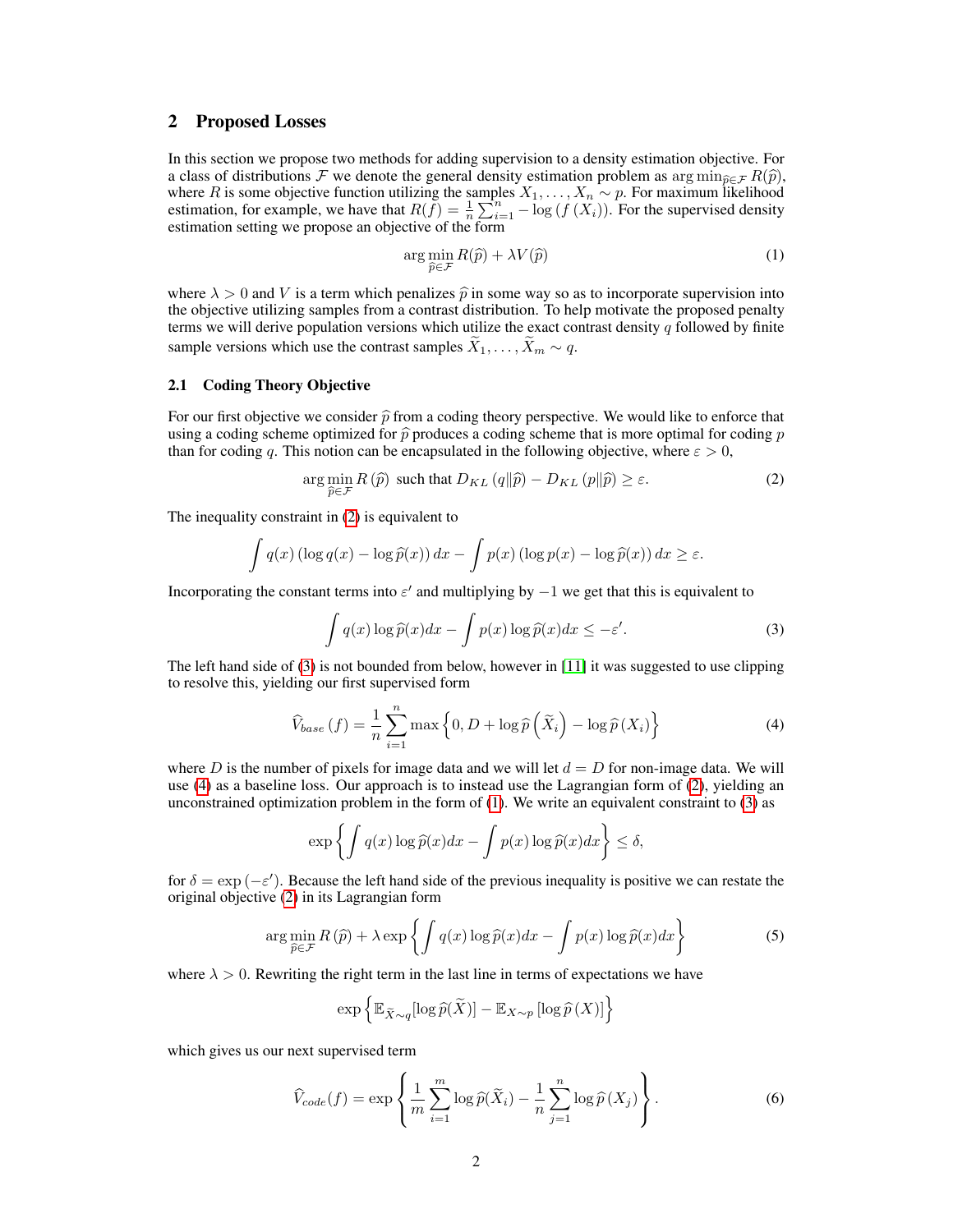## 2 Proposed Losses

In this section we propose two methods for adding supervision to a density estimation objective. For a class of distributions $\mathcal{F}$ we denote the general density estimation problem as $\arg\min_{\widehat{p}\in\mathcal{F}} R(\widehat{p})$, where $R$ is some objective function utilizing the samples $X_1, \ldots, X_n \sim p$. For maximum likelihood estimation, for example, we have that $R(f) = \frac{1}{n}\sum_{i=1}^{n} -\log\left(f\left(X_i\right)\right)$. For the supervised density estimation setting we propose an objective of the form

$$\arg\min_{\widehat{p}\in\mathcal{F}} R(\widehat{p}) + \lambda V(\widehat{p}) \tag{1}$$

where $\lambda > 0$ and $V$ is a term which penalizes $\widehat{p}$ in some way so as to incorporate supervision into the objective utilizing samples from a contrast distribution. To help motivate the proposed penalty terms we will derive population versions which utilize the exact contrast density $q$ followed by finite sample versions which use the contrast samples $\widetilde{X}_1, \ldots, \widetilde{X}_m \sim q$.

### 2.1 Coding Theory Objective

For our first objective we consider $\widehat{p}$ from a coding theory perspective. We would like to enforce that using a coding scheme optimized for $\widehat{p}$ produces a coding scheme that is more optimal for coding $p$ than for coding $q$. This notion can be encapsulated in the following objective, where $\varepsilon > 0$,

$$\arg\min_{\widehat{p}\in\mathcal{F}} R\left(\widehat{p}\right) \text{ such that } D_{KL}\left(q\|\widehat{p}\right) - D_{KL}\left(p\|\widehat{p}\right) \geq \varepsilon. \tag{2}$$

The inequality constraint in (2) is equivalent to

$$\int q(x)\left(\log q(x) - \log\widehat{p}(x)\right)dx - \int p(x)\left(\log p(x) - \log\widehat{p}(x)\right)dx \geq \varepsilon.$$

Incorporating the constant terms into $\varepsilon'$ and multiplying by $-1$ we get that this is equivalent to

$$\int q(x)\log\widehat{p}(x)dx - \int p(x)\log\widehat{p}(x)dx \leq -\varepsilon'. \tag{3}$$

The left hand side of (3) is not bounded from below, however in [11] it was suggested to use clipping to resolve this, yielding our first supervised form

$$\widehat{V}_{base}\left(f\right) = \frac{1}{n}\sum_{i=1}^{n} \max\left\{0, D + \log\widehat{p}\left(\widetilde{X}_i\right) - \log\widehat{p}\left(X_i\right)\right\} \tag{4}$$

where $D$ is the number of pixels for image data and we will let $d = D$ for non-image data. We will use (4) as a baseline loss. Our approach is to instead use the Lagrangian form of (2), yielding an unconstrained optimization problem in the form of (1). We write an equivalent constraint to (3) as

$$\exp\left\{\int q(x)\log\widehat{p}(x)dx - \int p(x)\log\widehat{p}(x)dx\right\} \leq \delta,$$

for $\delta = \exp\left(-\varepsilon'\right)$. Because the left hand side of the previous inequality is positive we can restate the original objective (2) in its Lagrangian form

$$\arg\min_{\widehat{p}\in\mathcal{F}} R\left(\widehat{p}\right) + \lambda\exp\left\{\int q(x)\log\widehat{p}(x)dx - \int p(x)\log\widehat{p}(x)dx\right\} \tag{5}$$

where $\lambda > 0$. Rewriting the right term in the last line in terms of expectations we have

$$\exp\left\{\mathbb{E}_{\widetilde{X}\sim q}[\log\widehat{p}(\widetilde{X})] - \mathbb{E}_{X\sim p}\left[\log\widehat{p}\left(X\right)\right]\right\}$$

which gives us our next supervised term

$$\widehat{V}_{code}(f) = \exp\left\{\frac{1}{m}\sum_{i=1}^{m}\log\widehat{p}(\widetilde{X}_i) - \frac{1}{n}\sum_{j=1}^{n}\log\widehat{p}\left(X_j\right)\right\}. \tag{6}$$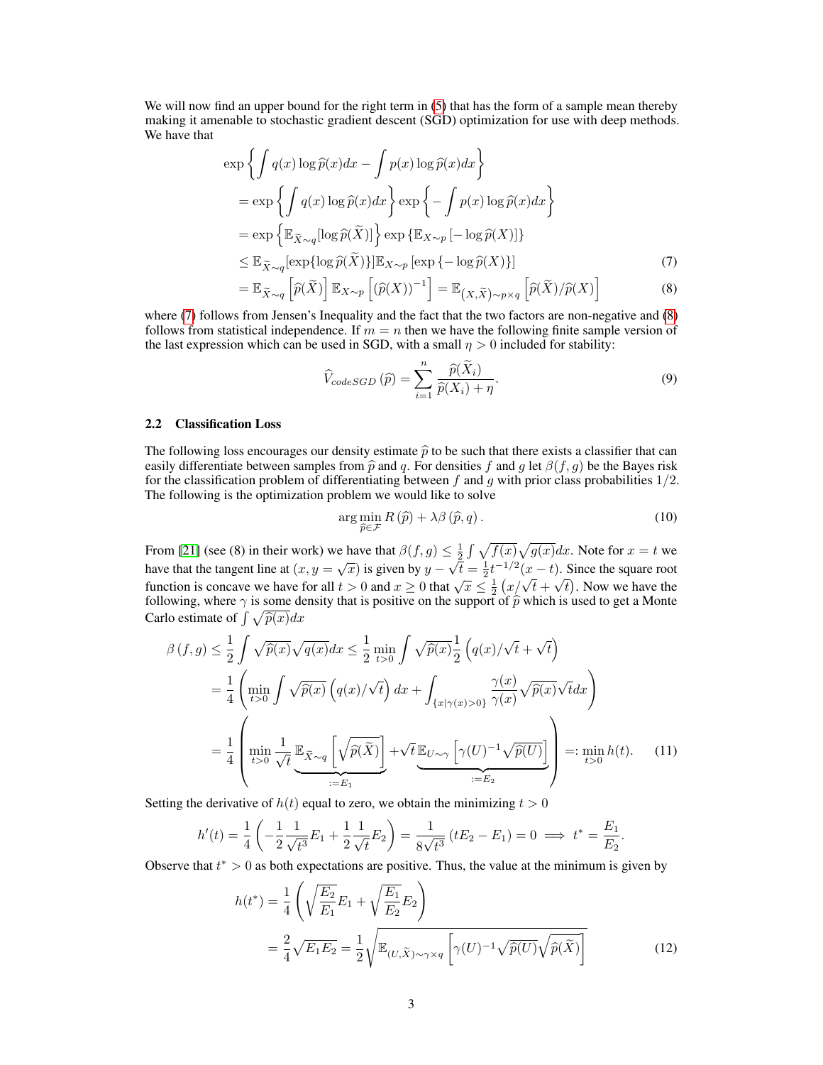We will now find an upper bound for the right term in (5) that has the form of a sample mean thereby making it amenable to stochastic gradient descent (SGD) optimization for use with deep methods. We have that

$$
\begin{aligned}
&\exp\left\{\int q(x)\log\widehat{p}(x)dx - \int p(x)\log\widehat{p}(x)dx\right\} \\
&= \exp\left\{\int q(x)\log\widehat{p}(x)dx\right\}\exp\left\{-\int p(x)\log\widehat{p}(x)dx\right\} \\
&= \exp\left\{\mathbb{E}_{\widetilde{X}\sim q}[\log\widehat{p}(\widetilde{X})]\right\}\exp\left\{\mathbb{E}_{X\sim p}\left[-\log\widehat{p}(X)\right]\right\} \\
&\le \mathbb{E}_{\widetilde{X}\sim q}[\exp\{\log\widehat{p}(\widetilde{X})\}]\mathbb{E}_{X\sim p}\left[\exp\left\{-\log\widehat{p}(X)\right\}\right] \qquad (7) \\
&= \mathbb{E}_{\widetilde{X}\sim q}\left[\widehat{p}(\widetilde{X})\right]\mathbb{E}_{X\sim p}\left[(\widehat{p}(X))^{-1}\right] = \mathbb{E}_{(X,\widetilde{X})\sim p\times q}\left[\widehat{p}(\widetilde{X})/\widehat{p}(X)\right] \qquad (8)
\end{aligned}
$$

where (7) follows from Jensen's Inequality and the fact that the two factors are non-negative and (8) follows from statistical independence. If $m = n$ then we have the following finite sample version of the last expression which can be used in SGD, with a small $\eta > 0$ included for stability:

$$
\widehat{V}_{codeSGD}\left(\widehat{p}\right) = \sum_{i=1}^{n}\frac{\widehat{p}(\widetilde{X}_i)}{\widehat{p}(X_i)+\eta}. \qquad (9)
$$

### 2.2 Classification Loss

The following loss encourages our density estimate $\widehat{p}$ to be such that there exists a classifier that can easily differentiate between samples from $\widehat{p}$ and $q$. For densities $f$ and $g$ let $\beta(f,g)$ be the Bayes risk for the classification problem of differentiating between $f$ and $g$ with prior class probabilities $1/2$. The following is the optimization problem we would like to solve

$$
\arg\min_{\widehat{p}\in\mathcal{F}} R\left(\widehat{p}\right) + \lambda\beta\left(\widehat{p},q\right). \qquad (10)
$$

From [21] (see (8) in their work) we have that $\beta(f,g) \le \frac{1}{2}\int\sqrt{f(x)}\sqrt{g(x)}dx$. Note for $x = t$ we have that the tangent line at $(x, y = \sqrt{x})$ is given by $y - \sqrt{t} = \frac{1}{2}t^{-1/2}(x-t)$. Since the square root function is concave we have for all $t > 0$ and $x \ge 0$ that $\sqrt{x} \le \frac{1}{2}\left(x/\sqrt{t}+\sqrt{t}\right)$. Now we have the following, where $\gamma$ is some density that is positive on the support of $\widehat{p}$ which is used to get a Monte Carlo estimate of $\int\sqrt{\widehat{p}(x)}dx$

$$
\begin{aligned}
\beta\left(f,g\right) &\le \frac{1}{2}\int\sqrt{\widehat{p}(x)}\sqrt{q(x)}dx \le \frac{1}{2}\min_{t>0}\int\sqrt{\widehat{p}(x)}\frac{1}{2}\left(q(x)/\sqrt{t}+\sqrt{t}\right) \\
&= \frac{1}{4}\left(\min_{t>0}\int\sqrt{\widehat{p}(x)}\left(q(x)/\sqrt{t}\right)dx + \int_{\{x|\gamma(x)>0\}}\frac{\gamma(x)}{\gamma(x)}\sqrt{\widehat{p}(x)}\sqrt{t}dx\right) \\
&= \frac{1}{4}\left(\min_{t>0}\frac{1}{\sqrt{t}}\underbrace{\mathbb{E}_{\widetilde{X}\sim q}\left[\sqrt{\widehat{p}(\widetilde{X})}\right]}_{:=E_1} + \sqrt{t}\underbrace{\mathbb{E}_{U\sim\gamma}\left[\gamma(U)^{-1}\sqrt{\widehat{p}(U)}\right]}_{:=E_2}\right) =: \min_{t>0}h(t). \qquad (11)
\end{aligned}
$$

Setting the derivative of $h(t)$ equal to zero, we obtain the minimizing $t > 0$

$$
h'(t) = \frac{1}{4}\left(-\frac{1}{2}\frac{1}{\sqrt{t^3}}E_1 + \frac{1}{2}\frac{1}{\sqrt{t}}E_2\right) = \frac{1}{8\sqrt{t^3}}\left(tE_2 - E_1\right) = 0 \implies t^* = \frac{E_1}{E_2}.
$$

Observe that $t^* > 0$ as both expectations are positive. Thus, the value at the minimum is given by

$$
\begin{aligned}
h(t^*) &= \frac{1}{4}\left(\sqrt{\frac{E_2}{E_1}}E_1 + \sqrt{\frac{E_1}{E_2}}E_2\right) \\
&= \frac{2}{4}\sqrt{E_1E_2} = \frac{1}{2}\sqrt{\mathbb{E}_{(U,\widetilde{X})\sim\gamma\times q}\left[\gamma(U)^{-1}\sqrt{\widehat{p}(U)}\sqrt{\widehat{p}(\widetilde{X})}\right]} \qquad (12)
\end{aligned}
$$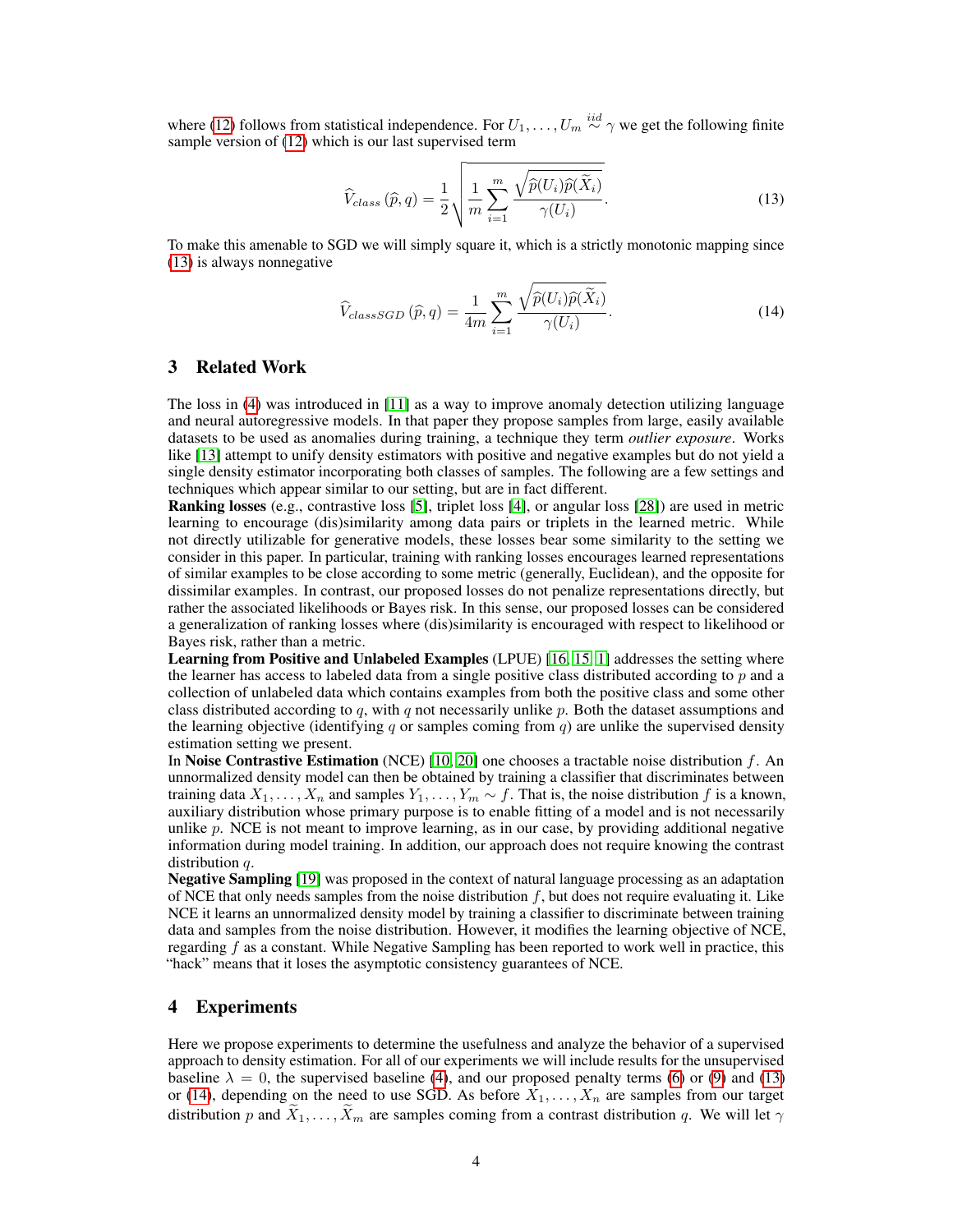where (12) follows from statistical independence. For $U_1, \ldots, U_m \overset{iid}{\sim} \gamma$ we get the following finite sample version of (12) which is our last supervised term

$$\widehat{V}_{class}\left(\widehat{p}, q\right) = \frac{1}{2}\sqrt{\frac{1}{m}\sum_{i=1}^{m}\frac{\sqrt{\widehat{p}(U_i)\widehat{p}(\widetilde{X}_i)}}{\gamma(U_i)}}. \tag{13}$$

To make this amenable to SGD we will simply square it, which is a strictly monotonic mapping since (13) is always nonnegative

$$\widehat{V}_{classSGD}\left(\widehat{p}, q\right) = \frac{1}{4m}\sum_{i=1}^{m}\frac{\sqrt{\widehat{p}(U_i)\widehat{p}(\widetilde{X}_i)}}{\gamma(U_i)}. \tag{14}$$

## 3 Related Work

The loss in (4) was introduced in [11] as a way to improve anomaly detection utilizing language and neural autoregressive models. In that paper they propose samples from large, easily available datasets to be used as anomalies during training, a technique they term *outlier exposure*. Works like [13] attempt to unify density estimators with positive and negative examples but do not yield a single density estimator incorporating both classes of samples. The following are a few settings and techniques which appear similar to our setting, but are in fact different.

**Ranking losses** (e.g., contrastive loss [5], triplet loss [4], or angular loss [28]) are used in metric learning to encourage (dis)similarity among data pairs or triplets in the learned metric. While not directly utilizable for generative models, these losses bear some similarity to the setting we consider in this paper. In particular, training with ranking losses encourages learned representations of similar examples to be close according to some metric (generally, Euclidean), and the opposite for dissimilar examples. In contrast, our proposed losses do not penalize representations directly, but rather the associated likelihoods or Bayes risk. In this sense, our proposed losses can be considered a generalization of ranking losses where (dis)similarity is encouraged with respect to likelihood or Bayes risk, rather than a metric.

**Learning from Positive and Unlabeled Examples** (LPUE) [16, 15, 1] addresses the setting where the learner has access to labeled data from a single positive class distributed according to $p$ and a collection of unlabeled data which contains examples from both the positive class and some other class distributed according to $q$, with $q$ not necessarily unlike $p$. Both the dataset assumptions and the learning objective (identifying $q$ or samples coming from $q$) are unlike the supervised density estimation setting we present.

In **Noise Contrastive Estimation** (NCE) [10, 20] one chooses a tractable noise distribution $f$. An unnormalized density model can then be obtained by training a classifier that discriminates between training data $X_1, \ldots, X_n$ and samples $Y_1, \ldots, Y_m \sim f$. That is, the noise distribution $f$ is a known, auxiliary distribution whose primary purpose is to enable fitting of a model and is not necessarily unlike $p$. NCE is not meant to improve learning, as in our case, by providing additional negative information during model training. In addition, our approach does not require knowing the contrast distribution $q$.

**Negative Sampling** [19] was proposed in the context of natural language processing as an adaptation of NCE that only needs samples from the noise distribution $f$, but does not require evaluating it. Like NCE it learns an unnormalized density model by training a classifier to discriminate between training data and samples from the noise distribution. However, it modifies the learning objective of NCE, regarding $f$ as a constant. While Negative Sampling has been reported to work well in practice, this "hack" means that it loses the asymptotic consistency guarantees of NCE.

## 4 Experiments

Here we propose experiments to determine the usefulness and analyze the behavior of a supervised approach to density estimation. For all of our experiments we will include results for the unsupervised baseline $\lambda = 0$, the supervised baseline (4), and our proposed penalty terms (6) or (9) and (13) or (14), depending on the need to use SGD. As before $X_1, \ldots, X_n$ are samples from our target distribution $p$ and $\widetilde{X}_1, \ldots, \widetilde{X}_m$ are samples coming from a contrast distribution $q$. We will let $\gamma$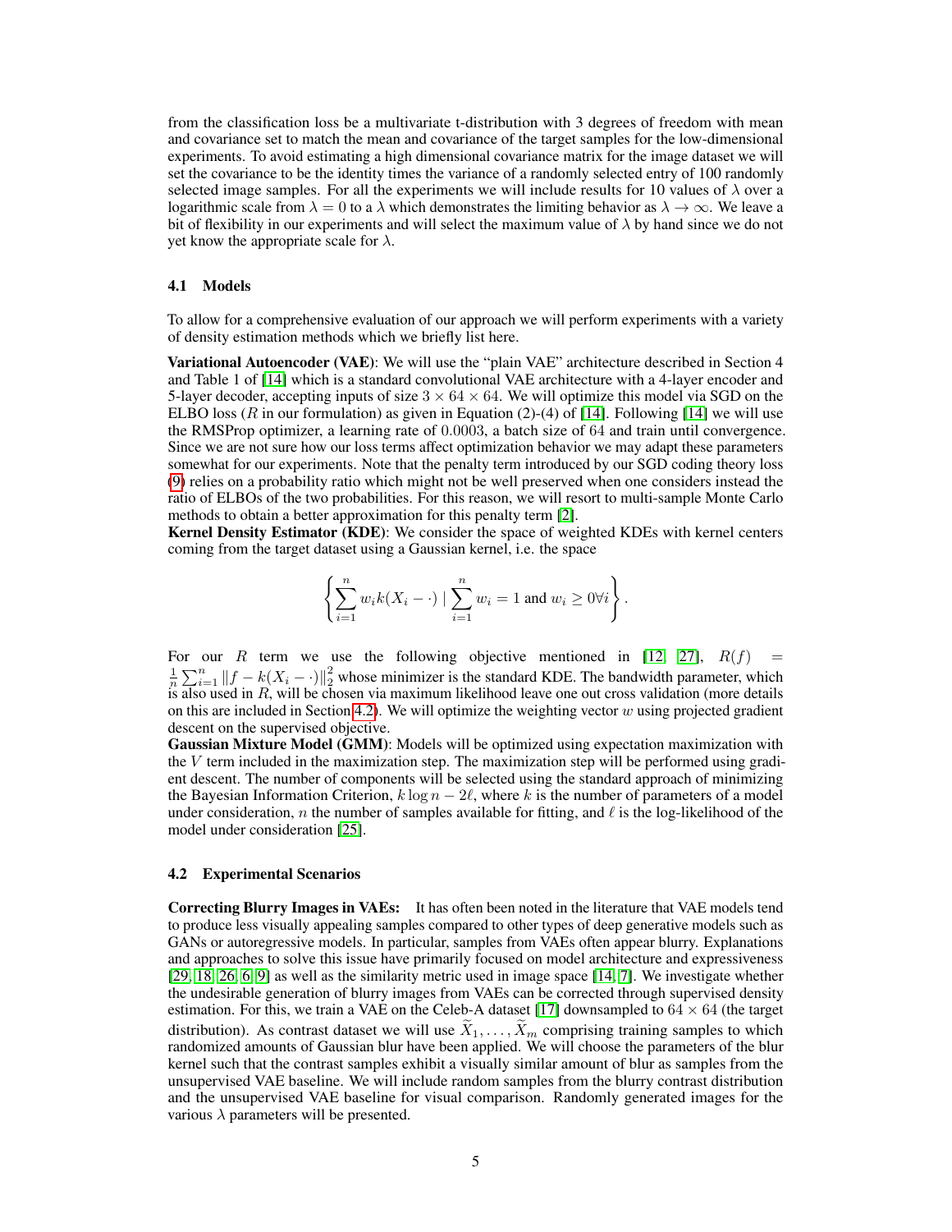from the classification loss be a multivariate t-distribution with 3 degrees of freedom with mean and covariance set to match the mean and covariance of the target samples for the low-dimensional experiments. To avoid estimating a high dimensional covariance matrix for the image dataset we will set the covariance to be the identity times the variance of a randomly selected entry of 100 randomly selected image samples. For all the experiments we will include results for 10 values of $\lambda$ over a logarithmic scale from $\lambda = 0$ to a $\lambda$ which demonstrates the limiting behavior as $\lambda \to \infty$. We leave a bit of flexibility in our experiments and will select the maximum value of $\lambda$ by hand since we do not yet know the appropriate scale for $\lambda$.

### 4.1 Models

To allow for a comprehensive evaluation of our approach we will perform experiments with a variety of density estimation methods which we briefly list here.

**Variational Autoencoder (VAE)**: We will use the "plain VAE" architecture described in Section 4 and Table 1 of [14] which is a standard convolutional VAE architecture with a 4-layer encoder and 5-layer decoder, accepting inputs of size $3 \times 64 \times 64$. We will optimize this model via SGD on the ELBO loss ($R$ in our formulation) as given in Equation (2)-(4) of [14]. Following [14] we will use the RMSProp optimizer, a learning rate of $0.0003$, a batch size of $64$ and train until convergence. Since we are not sure how our loss terms affect optimization behavior we may adapt these parameters somewhat for our experiments. Note that the penalty term introduced by our SGD coding theory loss (9) relies on a probability ratio which might not be well preserved when one considers instead the ratio of ELBOs of the two probabilities. For this reason, we will resort to multi-sample Monte Carlo methods to obtain a better approximation for this penalty term [2].

**Kernel Density Estimator (KDE)**: We consider the space of weighted KDEs with kernel centers coming from the target dataset using a Gaussian kernel, i.e. the space

$$\left\{ \sum_{i=1}^{n} w_i k(X_i - \cdot) \mid \sum_{i=1}^{n} w_i = 1 \text{ and } w_i \geq 0 \forall i \right\}.$$

For our $R$ term we use the following objective mentioned in [12, 27], $R(f) = \frac{1}{n}\sum_{i=1}^{n} \|f - k(X_i - \cdot)\|_2^2$ whose minimizer is the standard KDE. The bandwidth parameter, which is also used in $R$, will be chosen via maximum likelihood leave one out cross validation (more details on this are included in Section 4.2). We will optimize the weighting vector $w$ using projected gradient descent on the supervised objective.

**Gaussian Mixture Model (GMM)**: Models will be optimized using expectation maximization with the $V$ term included in the maximization step. The maximization step will be performed using gradient descent. The number of components will be selected using the standard approach of minimizing the Bayesian Information Criterion, $k \log n - 2\ell$, where $k$ is the number of parameters of a model under consideration, $n$ the number of samples available for fitting, and $\ell$ is the log-likelihood of the model under consideration [25].

### 4.2 Experimental Scenarios

**Correcting Blurry Images in VAEs:** It has often been noted in the literature that VAE models tend to produce less visually appealing samples compared to other types of deep generative models such as GANs or autoregressive models. In particular, samples from VAEs often appear blurry. Explanations and approaches to solve this issue have primarily focused on model architecture and expressiveness [29, 18, 26, 6, 9] as well as the similarity metric used in image space [14, 7]. We investigate whether the undesirable generation of blurry images from VAEs can be corrected through supervised density estimation. For this, we train a VAE on the Celeb-A dataset [17] downsampled to $64 \times 64$ (the target distribution). As contrast dataset we will use $\widetilde{X}_1, \ldots, \widetilde{X}_m$ comprising training samples to which randomized amounts of Gaussian blur have been applied. We will choose the parameters of the blur kernel such that the contrast samples exhibit a visually similar amount of blur as samples from the unsupervised VAE baseline. We will include random samples from the blurry contrast distribution and the unsupervised VAE baseline for visual comparison. Randomly generated images for the various $\lambda$ parameters will be presented.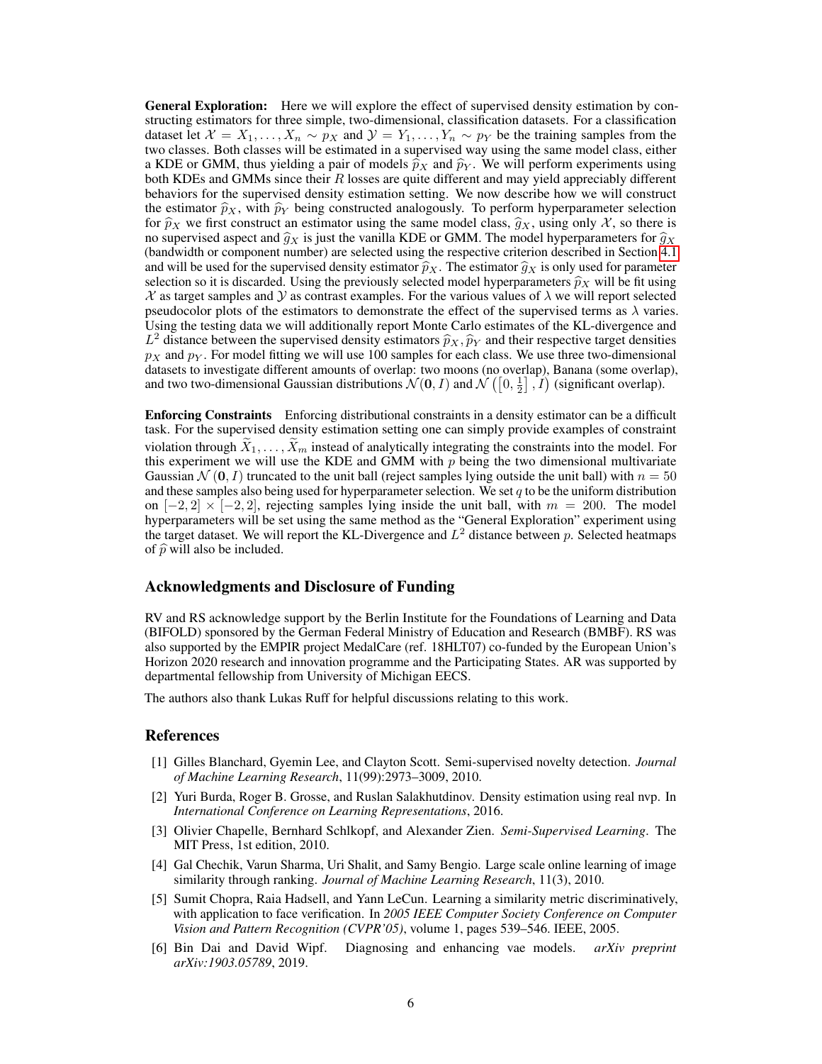**General Exploration:** Here we will explore the effect of supervised density estimation by constructing estimators for three simple, two-dimensional, classification datasets. For a classification dataset let $\mathcal{X} = X_1, \ldots, X_n \sim p_X$ and $\mathcal{Y} = Y_1, \ldots, Y_n \sim p_Y$ be the training samples from the two classes. Both classes will be estimated in a supervised way using the same model class, either a KDE or GMM, thus yielding a pair of models $\widehat{p}_X$ and $\widehat{p}_Y$. We will perform experiments using both KDEs and GMMs since their $R$ losses are quite different and may yield appreciably different behaviors for the supervised density estimation setting. We now describe how we will construct the estimator $\widehat{p}_X$, with $\widehat{p}_Y$ being constructed analogously. To perform hyperparameter selection for $\widehat{p}_X$ we first construct an estimator using the same model class, $\widehat{g}_X$, using only $\mathcal{X}$, so there is no supervised aspect and $\widehat{g}_X$ is just the vanilla KDE or GMM. The model hyperparameters for $\widehat{g}_X$ (bandwidth or component number) are selected using the respective criterion described in Section 4.1 and will be used for the supervised density estimator $\widehat{p}_X$. The estimator $\widehat{g}_X$ is only used for parameter selection so it is discarded. Using the previously selected model hyperparameters $\widehat{p}_X$ will be fit using $\mathcal{X}$ as target samples and $\mathcal{Y}$ as contrast examples. For the various values of $\lambda$ we will report selected pseudocolor plots of the estimators to demonstrate the effect of the supervised terms as $\lambda$ varies. Using the testing data we will additionally report Monte Carlo estimates of the KL-divergence and $L^2$ distance between the supervised density estimators $\widehat{p}_X, \widehat{p}_Y$ and their respective target densities $p_X$ and $p_Y$. For model fitting we will use 100 samples for each class. We use three two-dimensional datasets to investigate different amounts of overlap: two moons (no overlap), Banana (some overlap), and two two-dimensional Gaussian distributions $\mathcal{N}(\mathbf{0}, I)$ and $\mathcal{N}\left(\left[0, \frac{1}{2}\right], I\right)$ (significant overlap).

**Enforcing Constraints** Enforcing distributional constraints in a density estimator can be a difficult task. For the supervised density estimation setting one can simply provide examples of constraint violation through $\widetilde{X}_1, \ldots, \widetilde{X}_m$ instead of analytically integrating the constraints into the model. For this experiment we will use the KDE and GMM with $p$ being the two dimensional multivariate Gaussian $\mathcal{N}(\mathbf{0}, I)$ truncated to the unit ball (reject samples lying outside the unit ball) with $n = 50$ and these samples also being used for hyperparameter selection. We set $q$ to be the uniform distribution on $[-2, 2] \times [-2, 2]$, rejecting samples lying inside the unit ball, with $m = 200$. The model hyperparameters will be set using the same method as the "General Exploration" experiment using the target dataset. We will report the KL-Divergence and $L^2$ distance between $p$. Selected heatmaps of $\widehat{p}$ will also be included.

## Acknowledgments and Disclosure of Funding

RV and RS acknowledge support by the Berlin Institute for the Foundations of Learning and Data (BIFOLD) sponsored by the German Federal Ministry of Education and Research (BMBF). RS was also supported by the EMPIR project MedalCare (ref. 18HLT07) co-funded by the European Union's Horizon 2020 research and innovation programme and the Participating States. AR was supported by departmental fellowship from University of Michigan EECS.

The authors also thank Lukas Ruff for helpful discussions relating to this work.

## References

[1] Gilles Blanchard, Gyemin Lee, and Clayton Scott. Semi-supervised novelty detection. *Journal of Machine Learning Research*, 11(99):2973–3009, 2010.

[2] Yuri Burda, Roger B. Grosse, and Ruslan Salakhutdinov. Density estimation using real nvp. In *International Conference on Learning Representations*, 2016.

[3] Olivier Chapelle, Bernhard Schlkopf, and Alexander Zien. *Semi-Supervised Learning*. The MIT Press, 1st edition, 2010.

[4] Gal Chechik, Varun Sharma, Uri Shalit, and Samy Bengio. Large scale online learning of image similarity through ranking. *Journal of Machine Learning Research*, 11(3), 2010.

[5] Sumit Chopra, Raia Hadsell, and Yann LeCun. Learning a similarity metric discriminatively, with application to face verification. In *2005 IEEE Computer Society Conference on Computer Vision and Pattern Recognition (CVPR'05)*, volume 1, pages 539–546. IEEE, 2005.

[6] Bin Dai and David Wipf. Diagnosing and enhancing vae models. *arXiv preprint arXiv:1903.05789*, 2019.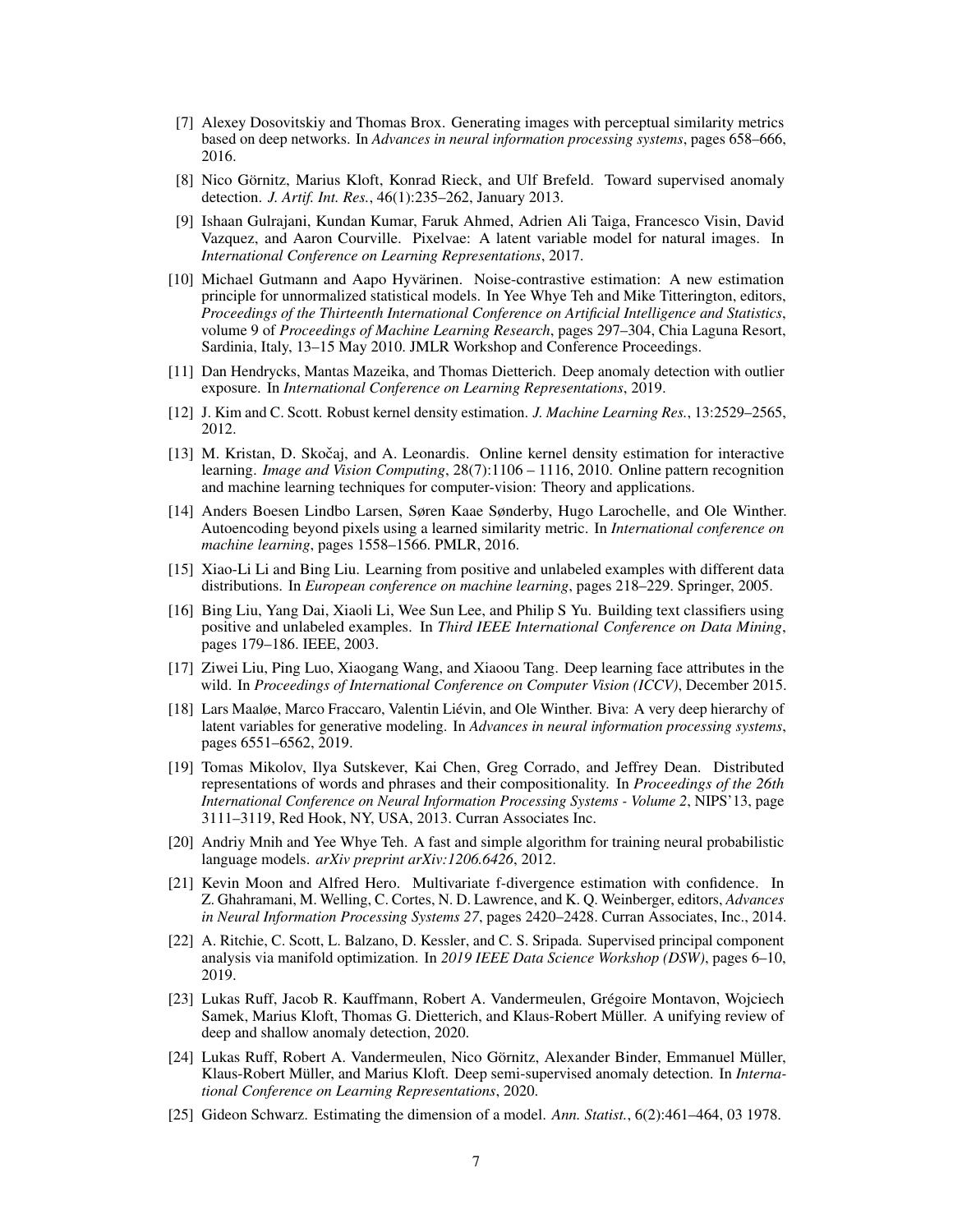[7] Alexey Dosovitskiy and Thomas Brox. Generating images with perceptual similarity metrics based on deep networks. In *Advances in neural information processing systems*, pages 658–666, 2016.

[8] Nico Görnitz, Marius Kloft, Konrad Rieck, and Ulf Brefeld. Toward supervised anomaly detection. *J. Artif. Int. Res.*, 46(1):235–262, January 2013.

[9] Ishaan Gulrajani, Kundan Kumar, Faruk Ahmed, Adrien Ali Taiga, Francesco Visin, David Vazquez, and Aaron Courville. Pixelvae: A latent variable model for natural images. In *International Conference on Learning Representations*, 2017.

[10] Michael Gutmann and Aapo Hyvärinen. Noise-contrastive estimation: A new estimation principle for unnormalized statistical models. In Yee Whye Teh and Mike Titterington, editors, *Proceedings of the Thirteenth International Conference on Artificial Intelligence and Statistics*, volume 9 of *Proceedings of Machine Learning Research*, pages 297–304, Chia Laguna Resort, Sardinia, Italy, 13–15 May 2010. JMLR Workshop and Conference Proceedings.

[11] Dan Hendrycks, Mantas Mazeika, and Thomas Dietterich. Deep anomaly detection with outlier exposure. In *International Conference on Learning Representations*, 2019.

[12] J. Kim and C. Scott. Robust kernel density estimation. *J. Machine Learning Res.*, 13:2529–2565, 2012.

[13] M. Kristan, D. Skočaj, and A. Leonardis. Online kernel density estimation for interactive learning. *Image and Vision Computing*, 28(7):1106 – 1116, 2010. Online pattern recognition and machine learning techniques for computer-vision: Theory and applications.

[14] Anders Boesen Lindbo Larsen, Søren Kaae Sønderby, Hugo Larochelle, and Ole Winther. Autoencoding beyond pixels using a learned similarity metric. In *International conference on machine learning*, pages 1558–1566. PMLR, 2016.

[15] Xiao-Li Li and Bing Liu. Learning from positive and unlabeled examples with different data distributions. In *European conference on machine learning*, pages 218–229. Springer, 2005.

[16] Bing Liu, Yang Dai, Xiaoli Li, Wee Sun Lee, and Philip S Yu. Building text classifiers using positive and unlabeled examples. In *Third IEEE International Conference on Data Mining*, pages 179–186. IEEE, 2003.

[17] Ziwei Liu, Ping Luo, Xiaogang Wang, and Xiaoou Tang. Deep learning face attributes in the wild. In *Proceedings of International Conference on Computer Vision (ICCV)*, December 2015.

[18] Lars Maaløe, Marco Fraccaro, Valentin Liévin, and Ole Winther. Biva: A very deep hierarchy of latent variables for generative modeling. In *Advances in neural information processing systems*, pages 6551–6562, 2019.

[19] Tomas Mikolov, Ilya Sutskever, Kai Chen, Greg Corrado, and Jeffrey Dean. Distributed representations of words and phrases and their compositionality. In *Proceedings of the 26th International Conference on Neural Information Processing Systems - Volume 2*, NIPS'13, page 3111–3119, Red Hook, NY, USA, 2013. Curran Associates Inc.

[20] Andriy Mnih and Yee Whye Teh. A fast and simple algorithm for training neural probabilistic language models. *arXiv preprint arXiv:1206.6426*, 2012.

[21] Kevin Moon and Alfred Hero. Multivariate f-divergence estimation with confidence. In Z. Ghahramani, M. Welling, C. Cortes, N. D. Lawrence, and K. Q. Weinberger, editors, *Advances in Neural Information Processing Systems 27*, pages 2420–2428. Curran Associates, Inc., 2014.

[22] A. Ritchie, C. Scott, L. Balzano, D. Kessler, and C. S. Sripada. Supervised principal component analysis via manifold optimization. In *2019 IEEE Data Science Workshop (DSW)*, pages 6–10, 2019.

[23] Lukas Ruff, Jacob R. Kauffmann, Robert A. Vandermeulen, Grégoire Montavon, Wojciech Samek, Marius Kloft, Thomas G. Dietterich, and Klaus-Robert Müller. A unifying review of deep and shallow anomaly detection, 2020.

[24] Lukas Ruff, Robert A. Vandermeulen, Nico Görnitz, Alexander Binder, Emmanuel Müller, Klaus-Robert Müller, and Marius Kloft. Deep semi-supervised anomaly detection. In *International Conference on Learning Representations*, 2020.

[25] Gideon Schwarz. Estimating the dimension of a model. *Ann. Statist.*, 6(2):461–464, 03 1978.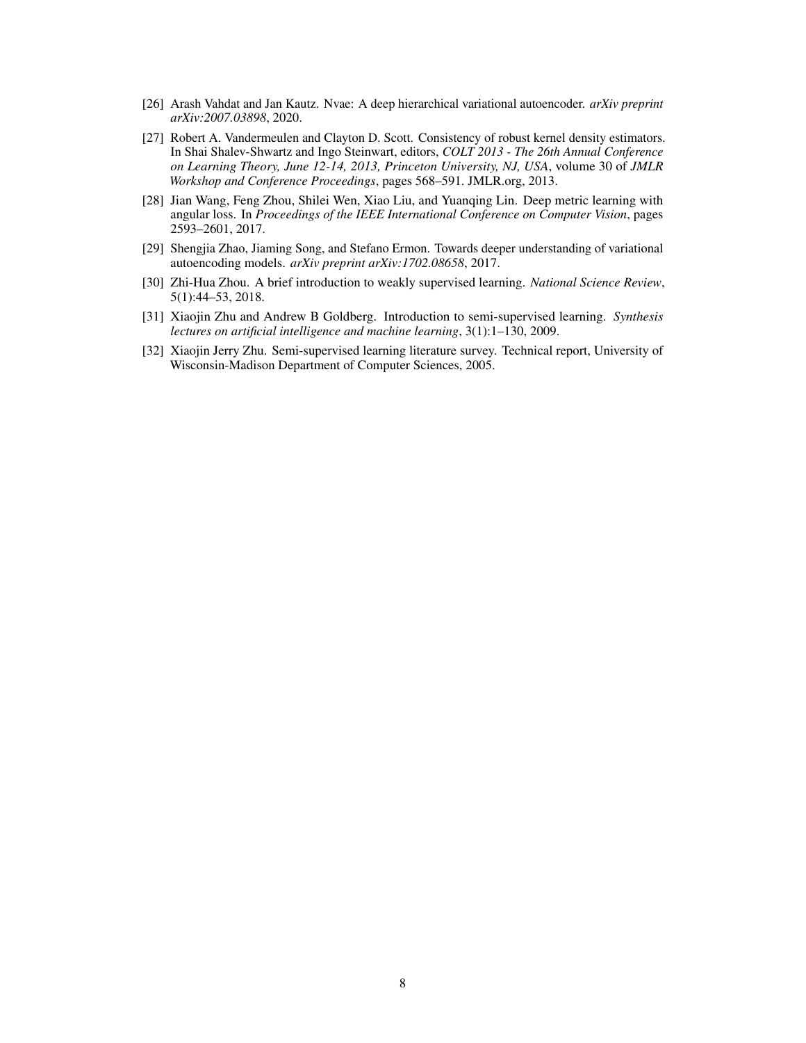[26] Arash Vahdat and Jan Kautz. Nvae: A deep hierarchical variational autoencoder. *arXiv preprint arXiv:2007.03898*, 2020.

[27] Robert A. Vandermeulen and Clayton D. Scott. Consistency of robust kernel density estimators. In Shai Shalev-Shwartz and Ingo Steinwart, editors, *COLT 2013 - The 26th Annual Conference on Learning Theory, June 12-14, 2013, Princeton University, NJ, USA*, volume 30 of *JMLR Workshop and Conference Proceedings*, pages 568–591. JMLR.org, 2013.

[28] Jian Wang, Feng Zhou, Shilei Wen, Xiao Liu, and Yuanqing Lin. Deep metric learning with angular loss. In *Proceedings of the IEEE International Conference on Computer Vision*, pages 2593–2601, 2017.

[29] Shengjia Zhao, Jiaming Song, and Stefano Ermon. Towards deeper understanding of variational autoencoding models. *arXiv preprint arXiv:1702.08658*, 2017.

[30] Zhi-Hua Zhou. A brief introduction to weakly supervised learning. *National Science Review*, 5(1):44–53, 2018.

[31] Xiaojin Zhu and Andrew B Goldberg. Introduction to semi-supervised learning. *Synthesis lectures on artificial intelligence and machine learning*, 3(1):1–130, 2009.

[32] Xiaojin Jerry Zhu. Semi-supervised learning literature survey. Technical report, University of Wisconsin-Madison Department of Computer Sciences, 2005.